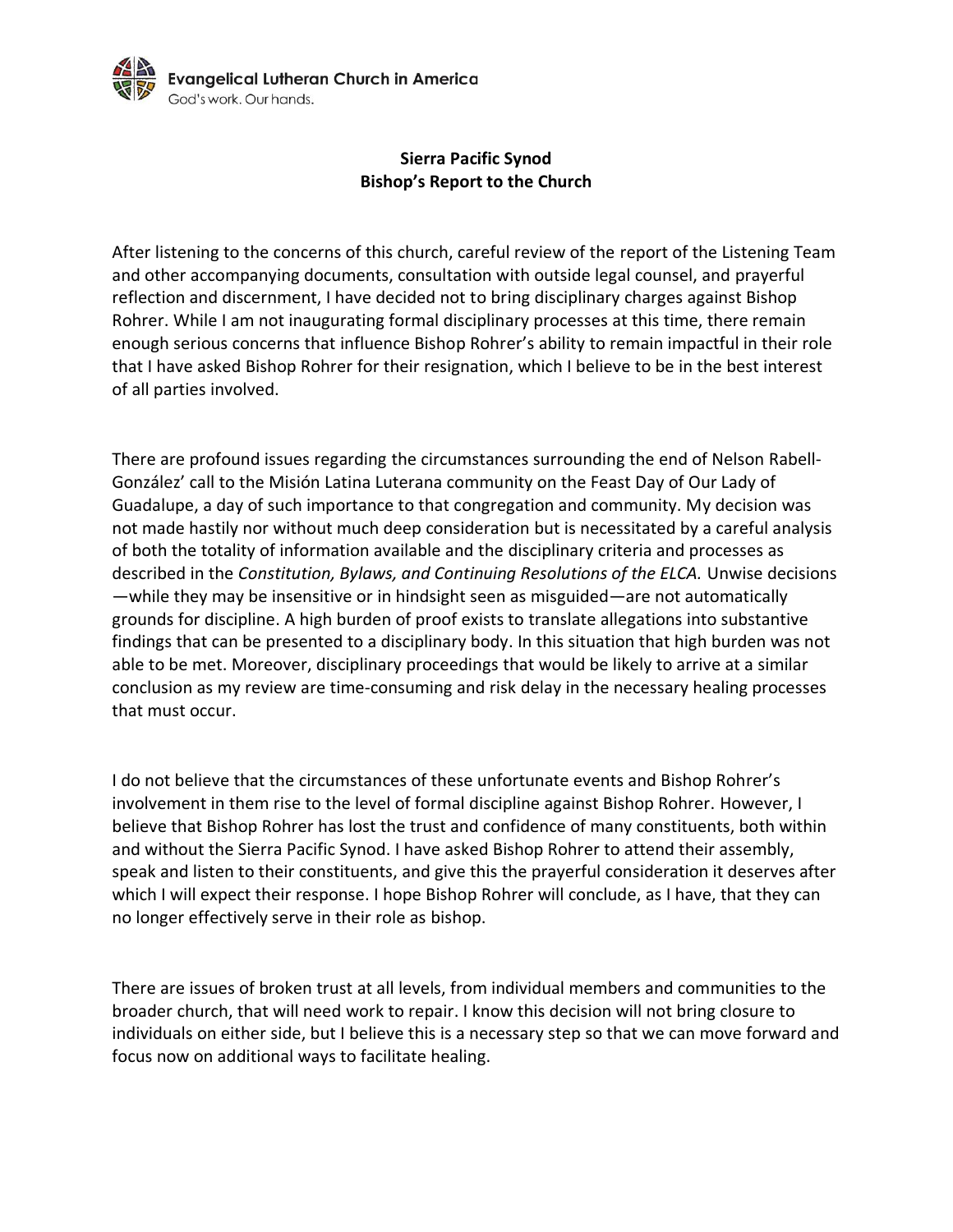Evangelical Lutheran Church in America
God's work. Our hands.

## Sierra Pacific Synod
## Bishop's Report to the Church

After listening to the concerns of this church, careful review of the report of the Listening Team and other accompanying documents, consultation with outside legal counsel, and prayerful reflection and discernment, I have decided not to bring disciplinary charges against Bishop Rohrer. While I am not inaugurating formal disciplinary processes at this time, there remain enough serious concerns that influence Bishop Rohrer's ability to remain impactful in their role that I have asked Bishop Rohrer for their resignation, which I believe to be in the best interest of all parties involved.

There are profound issues regarding the circumstances surrounding the end of Nelson Rabell-González' call to the Misión Latina Luterana community on the Feast Day of Our Lady of Guadalupe, a day of such importance to that congregation and community. My decision was not made hastily nor without much deep consideration but is necessitated by a careful analysis of both the totality of information available and the disciplinary criteria and processes as described in the *Constitution, Bylaws, and Continuing Resolutions of the ELCA.* Unwise decisions—while they may be insensitive or in hindsight seen as misguided—are not automatically grounds for discipline. A high burden of proof exists to translate allegations into substantive findings that can be presented to a disciplinary body. In this situation that high burden was not able to be met. Moreover, disciplinary proceedings that would be likely to arrive at a similar conclusion as my review are time-consuming and risk delay in the necessary healing processes that must occur.

I do not believe that the circumstances of these unfortunate events and Bishop Rohrer's involvement in them rise to the level of formal discipline against Bishop Rohrer. However, I believe that Bishop Rohrer has lost the trust and confidence of many constituents, both within and without the Sierra Pacific Synod. I have asked Bishop Rohrer to attend their assembly, speak and listen to their constituents, and give this the prayerful consideration it deserves after which I will expect their response. I hope Bishop Rohrer will conclude, as I have, that they can no longer effectively serve in their role as bishop.

There are issues of broken trust at all levels, from individual members and communities to the broader church, that will need work to repair. I know this decision will not bring closure to individuals on either side, but I believe this is a necessary step so that we can move forward and focus now on additional ways to facilitate healing.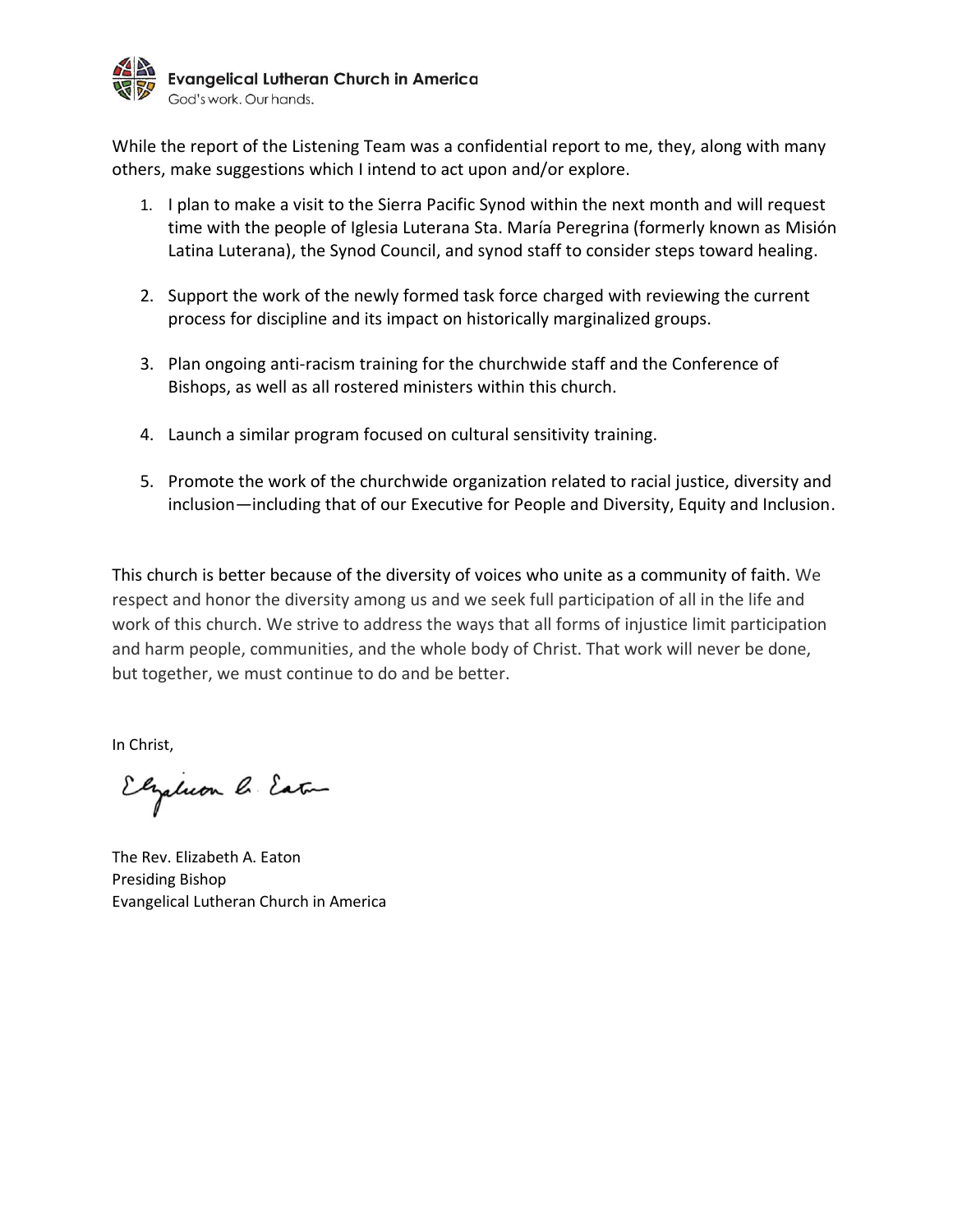While the report of the Listening Team was a confidential report to me, they, along with many others, make suggestions which I intend to act upon and/or explore.

1. I plan to make a visit to the Sierra Pacific Synod within the next month and will request time with the people of Iglesia Luterana Sta. María Peregrina (formerly known as Misión Latina Luterana), the Synod Council, and synod staff to consider steps toward healing.

2. Support the work of the newly formed task force charged with reviewing the current process for discipline and its impact on historically marginalized groups.

3. Plan ongoing anti-racism training for the churchwide staff and the Conference of Bishops, as well as all rostered ministers within this church.

4. Launch a similar program focused on cultural sensitivity training.

5. Promote the work of the churchwide organization related to racial justice, diversity and inclusion—including that of our Executive for People and Diversity, Equity and Inclusion.

This church is better because of the diversity of voices who unite as a community of faith. We respect and honor the diversity among us and we seek full participation of all in the life and work of this church. We strive to address the ways that all forms of injustice limit participation and harm people, communities, and the whole body of Christ. That work will never be done, but together, we must continue to do and be better.

In Christ,

Elizabeth A. Eaton

The Rev. Elizabeth A. Eaton
Presiding Bishop
Evangelical Lutheran Church in America